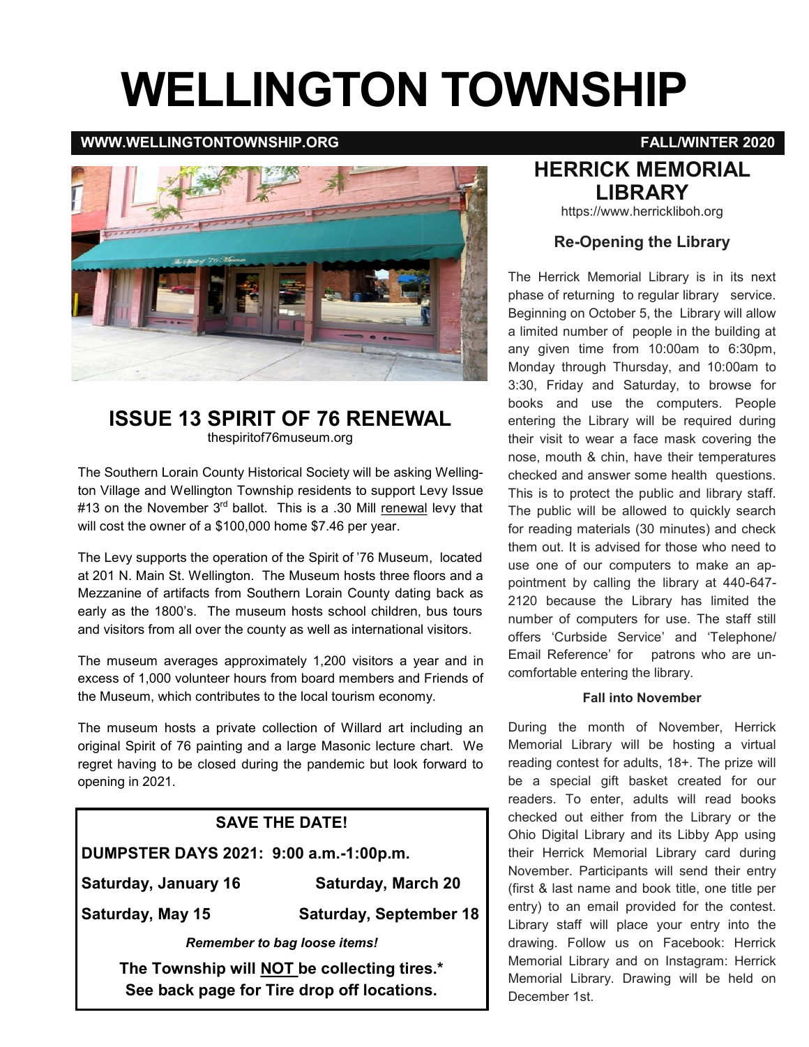# WELLINGTON TOWNSHIP

**WWW.WELLINGTONTOWNSHIP.ORG** **FALL/WINTER 2020**

## ISSUE 13 SPIRIT OF 76 RENEWAL

thespiritof76museum.org

The Southern Lorain County Historical Society will be asking Wellington Village and Wellington Township residents to support Levy Issue #13 on the November 3rd ballot. This is a .30 Mill renewal levy that will cost the owner of a $100,000 home $7.46 per year.

The Levy supports the operation of the Spirit of '76 Museum, located at 201 N. Main St. Wellington. The Museum hosts three floors and a Mezzanine of artifacts from Southern Lorain County dating back as early as the 1800's. The museum hosts school children, bus tours and visitors from all over the county as well as international visitors.

The museum averages approximately 1,200 visitors a year and in excess of 1,000 volunteer hours from board members and Friends of the Museum, which contributes to the local tourism economy.

The museum hosts a private collection of Willard art including an original Spirit of 76 painting and a large Masonic lecture chart. We regret having to be closed during the pandemic but look forward to opening in 2021.

### SAVE THE DATE!

**DUMPSTER DAYS 2021: 9:00 a.m.-1:00p.m.**

| | |
|---|---|
| **Saturday, January 16** | **Saturday, March 20** |
| **Saturday, May 15** | **Saturday, September 18** |

*Remember to bag loose items!*

**The Township will NOT be collecting tires.\***
**See back page for Tire drop off locations.**

## HERRICK MEMORIAL LIBRARY

https://www.herrickliboh.org

### Re-Opening the Library

The Herrick Memorial Library is in its next phase of returning to regular library service. Beginning on October 5, the Library will allow a limited number of people in the building at any given time from 10:00am to 6:30pm, Monday through Thursday, and 10:00am to 3:30, Friday and Saturday, to browse for books and use the computers. People entering the Library will be required during their visit to wear a face mask covering the nose, mouth & chin, have their temperatures checked and answer some health questions. This is to protect the public and library staff. The public will be allowed to quickly search for reading materials (30 minutes) and check them out. It is advised for those who need to use one of our computers to make an appointment by calling the library at 440-647-2120 because the Library has limited the number of computers for use. The staff still offers 'Curbside Service' and 'Telephone/ Email Reference' for patrons who are uncomfortable entering the library.

#### Fall into November

During the month of November, Herrick Memorial Library will be hosting a virtual reading contest for adults, 18+. The prize will be a special gift basket created for our readers. To enter, adults will read books checked out either from the Library or the Ohio Digital Library and its Libby App using their Herrick Memorial Library card during November. Participants will send their entry (first & last name and book title, one title per entry) to an email provided for the contest. Library staff will place your entry into the drawing. Follow us on Facebook: Herrick Memorial Library and on Instagram: Herrick Memorial Library. Drawing will be held on December 1st.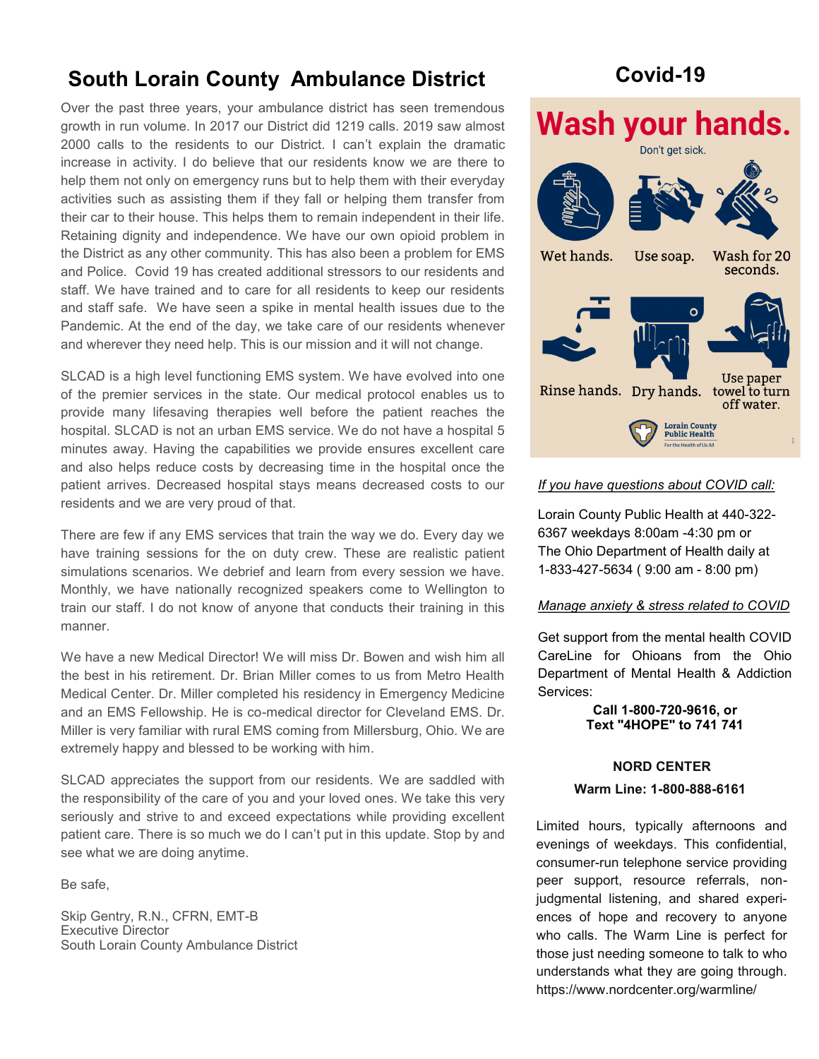## South Lorain County Ambulance District

Over the past three years, your ambulance district has seen tremendous growth in run volume. In 2017 our District did 1219 calls. 2019 saw almost 2000 calls to the residents to our District. I can't explain the dramatic increase in activity. I do believe that our residents know we are there to help them not only on emergency runs but to help them with their everyday activities such as assisting them if they fall or helping them transfer from their car to their house. This helps them to remain independent in their life. Retaining dignity and independence. We have our own opioid problem in the District as any other community. This has also been a problem for EMS and Police. Covid 19 has created additional stressors to our residents and staff. We have trained and to care for all residents to keep our residents and staff safe. We have seen a spike in mental health issues due to the Pandemic. At the end of the day, we take care of our residents whenever and wherever they need help. This is our mission and it will not change.

SLCAD is a high level functioning EMS system. We have evolved into one of the premier services in the state. Our medical protocol enables us to provide many lifesaving therapies well before the patient reaches the hospital. SLCAD is not an urban EMS service. We do not have a hospital 5 minutes away. Having the capabilities we provide ensures excellent care and also helps reduce costs by decreasing time in the hospital once the patient arrives. Decreased hospital stays means decreased costs to our residents and we are very proud of that.

There are few if any EMS services that train the way we do. Every day we have training sessions for the on duty crew. These are realistic patient simulations scenarios. We debrief and learn from every session we have. Monthly, we have nationally recognized speakers come to Wellington to train our staff. I do not know of anyone that conducts their training in this manner.

We have a new Medical Director! We will miss Dr. Bowen and wish him all the best in his retirement. Dr. Brian Miller comes to us from Metro Health Medical Center. Dr. Miller completed his residency in Emergency Medicine and an EMS Fellowship. He is co-medical director for Cleveland EMS. Dr. Miller is very familiar with rural EMS coming from Millersburg, Ohio. We are extremely happy and blessed to be working with him.

SLCAD appreciates the support from our residents. We are saddled with the responsibility of the care of you and your loved ones. We take this very seriously and strive to and exceed expectations while providing excellent patient care. There is so much we do I can't put in this update. Stop by and see what we are doing anytime.

Be safe,

Skip Gentry, R.N., CFRN, EMT-B
Executive Director
South Lorain County Ambulance District

## Covid-19

**Wash your hands.**

Don't get sick.

Wet hands. Use soap. Wash for 20 seconds. Rinse hands. Dry hands. Use paper towel to turn off water.

Lorain County Public Health — For the Health of Us All

*If you have questions about COVID call:*

Lorain County Public Health at 440-322-6367 weekdays 8:00am -4:30 pm or
The Ohio Department of Health daily at 1-833-427-5634 ( 9:00 am - 8:00 pm)

*Manage anxiety & stress related to COVID*

Get support from the mental health COVID CareLine for Ohioans from the Ohio Department of Mental Health & Addiction Services:

**Call 1-800-720-9616, or**
**Text "4HOPE" to 741 741**

**NORD CENTER**

**Warm Line: 1-800-888-6161**

Limited hours, typically afternoons and evenings of weekdays. This confidential, consumer-run telephone service providing peer support, resource referrals, non-judgmental listening, and shared experiences of hope and recovery to anyone who calls. The Warm Line is perfect for those just needing someone to talk to who understands what they are going through. https://www.nordcenter.org/warmline/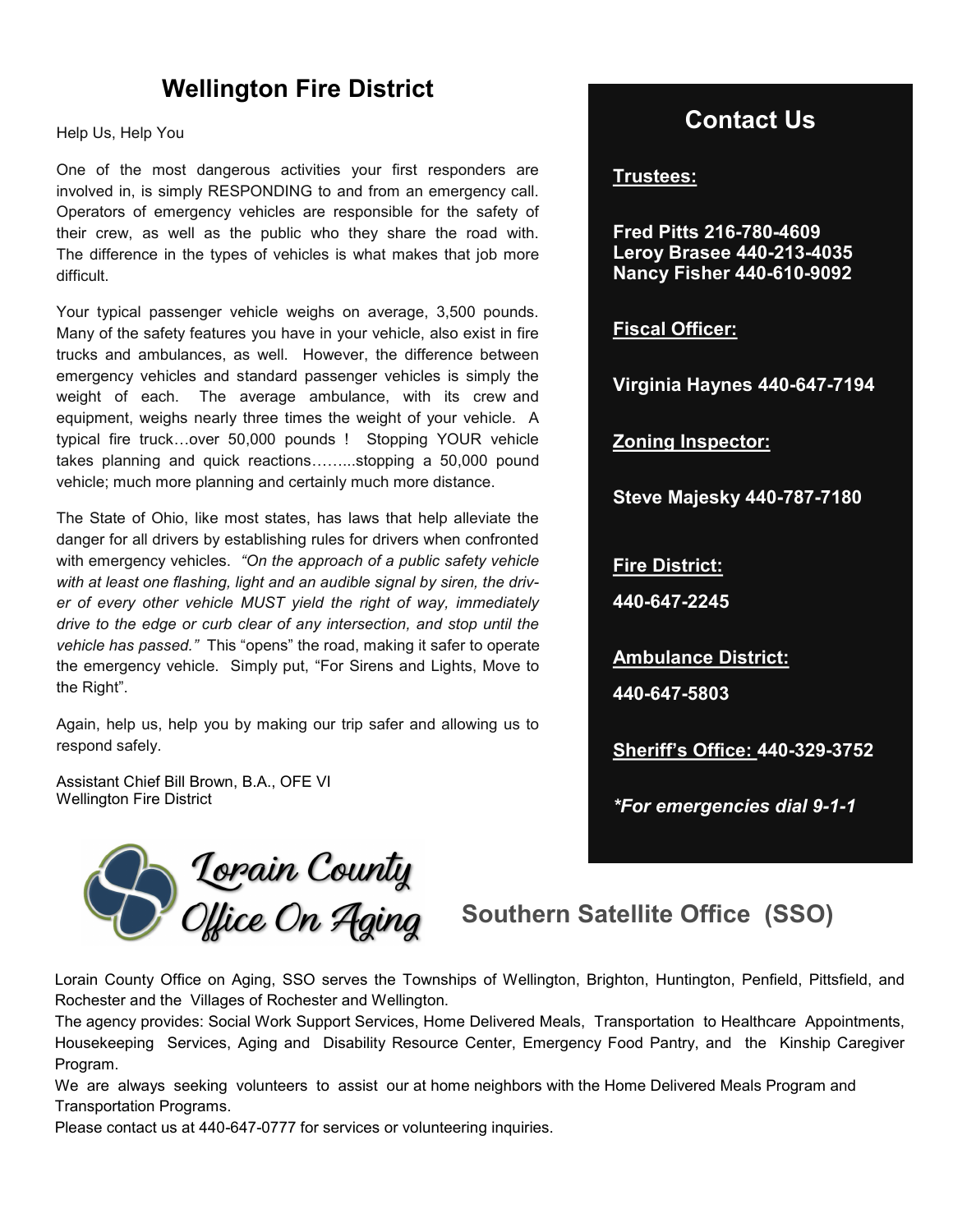## Wellington Fire District

Help Us, Help You

One of the most dangerous activities your first responders are involved in, is simply RESPONDING to and from an emergency call. Operators of emergency vehicles are responsible for the safety of their crew, as well as the public who they share the road with. The difference in the types of vehicles is what makes that job more difficult.

Your typical passenger vehicle weighs on average, 3,500 pounds. Many of the safety features you have in your vehicle, also exist in fire trucks and ambulances, as well. However, the difference between emergency vehicles and standard passenger vehicles is simply the weight of each. The average ambulance, with its crew and equipment, weighs nearly three times the weight of your vehicle. A typical fire truck…over 50,000 pounds ! Stopping YOUR vehicle takes planning and quick reactions……...stopping a 50,000 pound vehicle; much more planning and certainly much more distance.

The State of Ohio, like most states, has laws that help alleviate the danger for all drivers by establishing rules for drivers when confronted with emergency vehicles. *"On the approach of a public safety vehicle with at least one flashing, light and an audible signal by siren, the driver of every other vehicle MUST yield the right of way, immediately drive to the edge or curb clear of any intersection, and stop until the vehicle has passed."* This "opens" the road, making it safer to operate the emergency vehicle. Simply put, "For Sirens and Lights, Move to the Right".

Again, help us, help you by making our trip safer and allowing us to respond safely.

Assistant Chief Bill Brown, B.A., OFE VI
Wellington Fire District

## Contact Us

**Trustees:**

**Fred Pitts 216-780-4609**
**Leroy Brasee 440-213-4035**
**Nancy Fisher 440-610-9092**

**Fiscal Officer:**

**Virginia Haynes 440-647-7194**

**Zoning Inspector:**

**Steve Majesky 440-787-7180**

**Fire District:**

**440-647-2245**

**Ambulance District:**

**440-647-5803**

**Sheriff's Office: 440-329-3752**

***For emergencies dial 9-1-1***

Lorain County Office On Aging

## Southern Satellite Office (SSO)

Lorain County Office on Aging, SSO serves the Townships of Wellington, Brighton, Huntington, Penfield, Pittsfield, and Rochester and the Villages of Rochester and Wellington.

The agency provides: Social Work Support Services, Home Delivered Meals, Transportation to Healthcare Appointments, Housekeeping Services, Aging and Disability Resource Center, Emergency Food Pantry, and the Kinship Caregiver Program.

We are always seeking volunteers to assist our at home neighbors with the Home Delivered Meals Program and Transportation Programs.

Please contact us at 440-647-0777 for services or volunteering inquiries.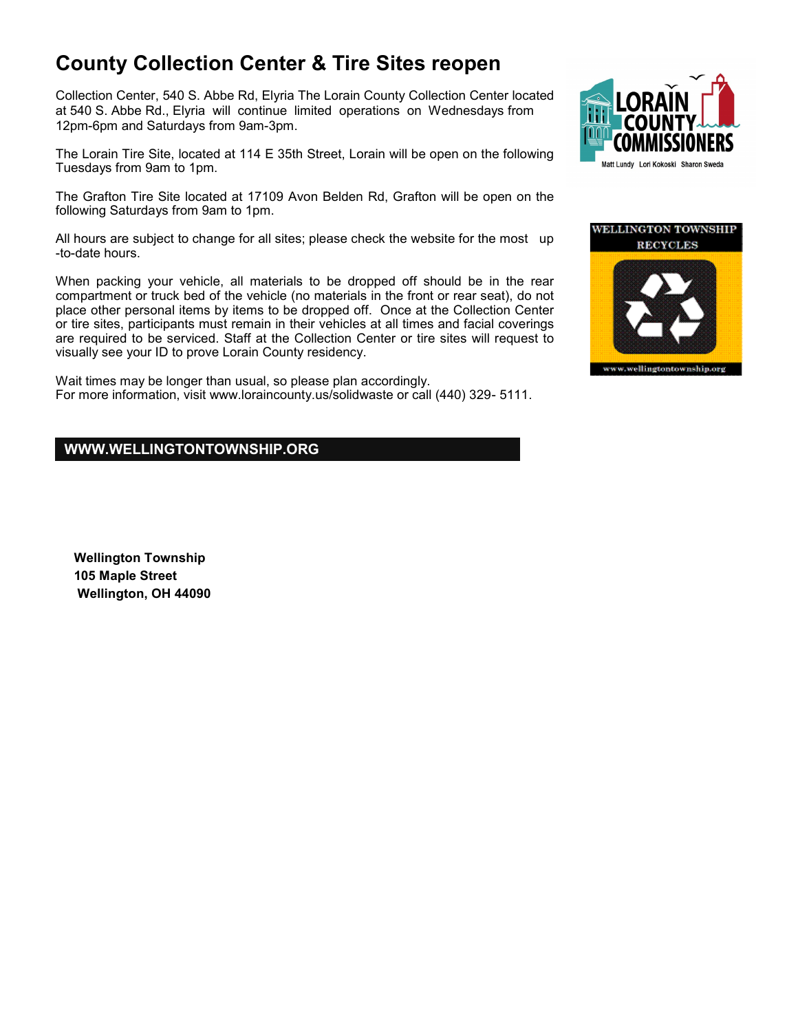## County Collection Center & Tire Sites reopen

Collection Center, 540 S. Abbe Rd, Elyria The Lorain County Collection Center located at 540 S. Abbe Rd., Elyria will continue limited operations on Wednesdays from 12pm-6pm and Saturdays from 9am-3pm.

The Lorain Tire Site, located at 114 E 35th Street, Lorain will be open on the following Tuesdays from 9am to 1pm.

The Grafton Tire Site located at 17109 Avon Belden Rd, Grafton will be open on the following Saturdays from 9am to 1pm.

All hours are subject to change for all sites; please check the website for the most up-to-date hours.

When packing your vehicle, all materials to be dropped off should be in the rear compartment or truck bed of the vehicle (no materials in the front or rear seat), do not place other personal items by items to be dropped off. Once at the Collection Center or tire sites, participants must remain in their vehicles at all times and facial coverings are required to be serviced. Staff at the Collection Center or tire sites will request to visually see your ID to prove Lorain County residency.

Wait times may be longer than usual, so please plan accordingly.
For more information, visit www.loraincounty.us/solidwaste or call (440) 329- 5111.

LORAIN COUNTY COMMISSIONERS
Matt Lundy Lori Kokoski Sharon Sweda

WELLINGTON TOWNSHIP RECYCLES
www.wellingtontownship.org

**WWW.WELLINGTONTOWNSHIP.ORG**

**Wellington Township**
**105 Maple Street**
**Wellington, OH 44090**